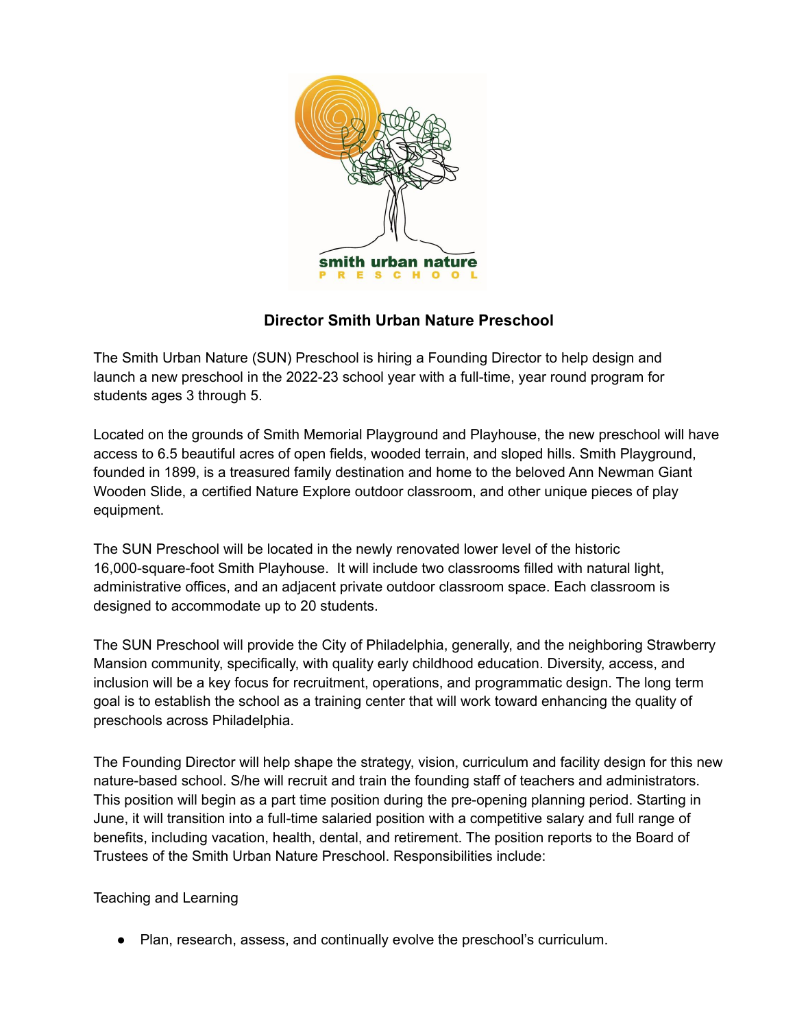smith urban nature

PRESCHOOL

# Director Smith Urban Nature Preschool

The Smith Urban Nature (SUN) Preschool is hiring a Founding Director to help design and launch a new preschool in the 2022-23 school year with a full-time, year round program for students ages 3 through 5.

Located on the grounds of Smith Memorial Playground and Playhouse, the new preschool will have access to 6.5 beautiful acres of open fields, wooded terrain, and sloped hills. Smith Playground, founded in 1899, is a treasured family destination and home to the beloved Ann Newman Giant Wooden Slide, a certified Nature Explore outdoor classroom, and other unique pieces of play equipment.

The SUN Preschool will be located in the newly renovated lower level of the historic 16,000-square-foot Smith Playhouse. It will include two classrooms filled with natural light, administrative offices, and an adjacent private outdoor classroom space. Each classroom is designed to accommodate up to 20 students.

The SUN Preschool will provide the City of Philadelphia, generally, and the neighboring Strawberry Mansion community, specifically, with quality early childhood education. Diversity, access, and inclusion will be a key focus for recruitment, operations, and programmatic design. The long term goal is to establish the school as a training center that will work toward enhancing the quality of preschools across Philadelphia.

The Founding Director will help shape the strategy, vision, curriculum and facility design for this new nature-based school. S/he will recruit and train the founding staff of teachers and administrators. This position will begin as a part time position during the pre-opening planning period. Starting in June, it will transition into a full-time salaried position with a competitive salary and full range of benefits, including vacation, health, dental, and retirement. The position reports to the Board of Trustees of the Smith Urban Nature Preschool. Responsibilities include:

Teaching and Learning

- Plan, research, assess, and continually evolve the preschool's curriculum.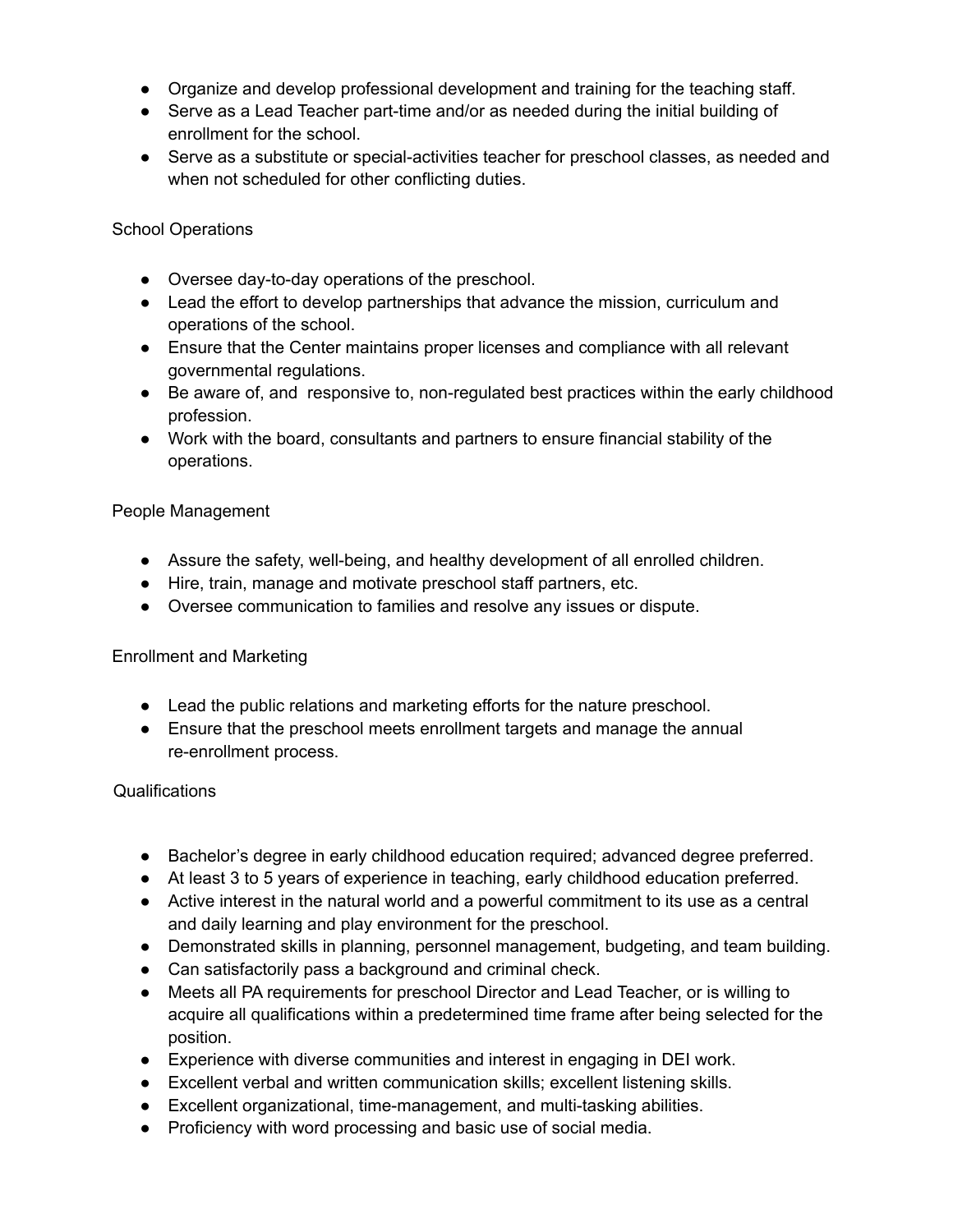- Organize and develop professional development and training for the teaching staff.
- Serve as a Lead Teacher part-time and/or as needed during the initial building of enrollment for the school.
- Serve as a substitute or special-activities teacher for preschool classes, as needed and when not scheduled for other conflicting duties.

### School Operations

- Oversee day-to-day operations of the preschool.
- Lead the effort to develop partnerships that advance the mission, curriculum and operations of the school.
- Ensure that the Center maintains proper licenses and compliance with all relevant governmental regulations.
- Be aware of, and responsive to, non-regulated best practices within the early childhood profession.
- Work with the board, consultants and partners to ensure financial stability of the operations.

### People Management

- Assure the safety, well-being, and healthy development of all enrolled children.
- Hire, train, manage and motivate preschool staff partners, etc.
- Oversee communication to families and resolve any issues or dispute.

### Enrollment and Marketing

- Lead the public relations and marketing efforts for the nature preschool.
- Ensure that the preschool meets enrollment targets and manage the annual re-enrollment process.

### Qualifications

- Bachelor's degree in early childhood education required; advanced degree preferred.
- At least 3 to 5 years of experience in teaching, early childhood education preferred.
- Active interest in the natural world and a powerful commitment to its use as a central and daily learning and play environment for the preschool.
- Demonstrated skills in planning, personnel management, budgeting, and team building.
- Can satisfactorily pass a background and criminal check.
- Meets all PA requirements for preschool Director and Lead Teacher, or is willing to acquire all qualifications within a predetermined time frame after being selected for the position.
- Experience with diverse communities and interest in engaging in DEI work.
- Excellent verbal and written communication skills; excellent listening skills.
- Excellent organizational, time-management, and multi-tasking abilities.
- Proficiency with word processing and basic use of social media.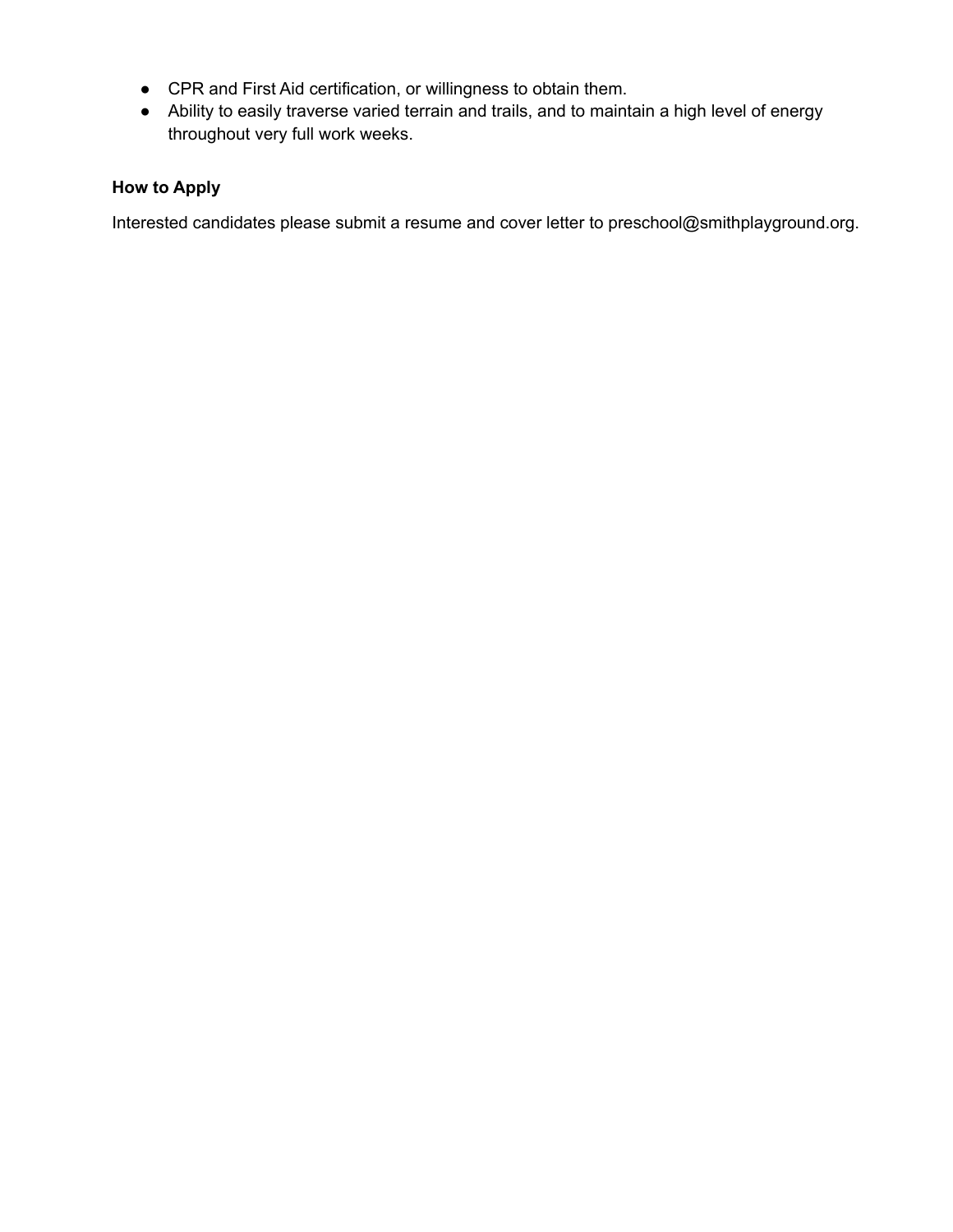- CPR and First Aid certification, or willingness to obtain them.
- Ability to easily traverse varied terrain and trails, and to maintain a high level of energy throughout very full work weeks.

**How to Apply**

Interested candidates please submit a resume and cover letter to preschool@smithplayground.org.